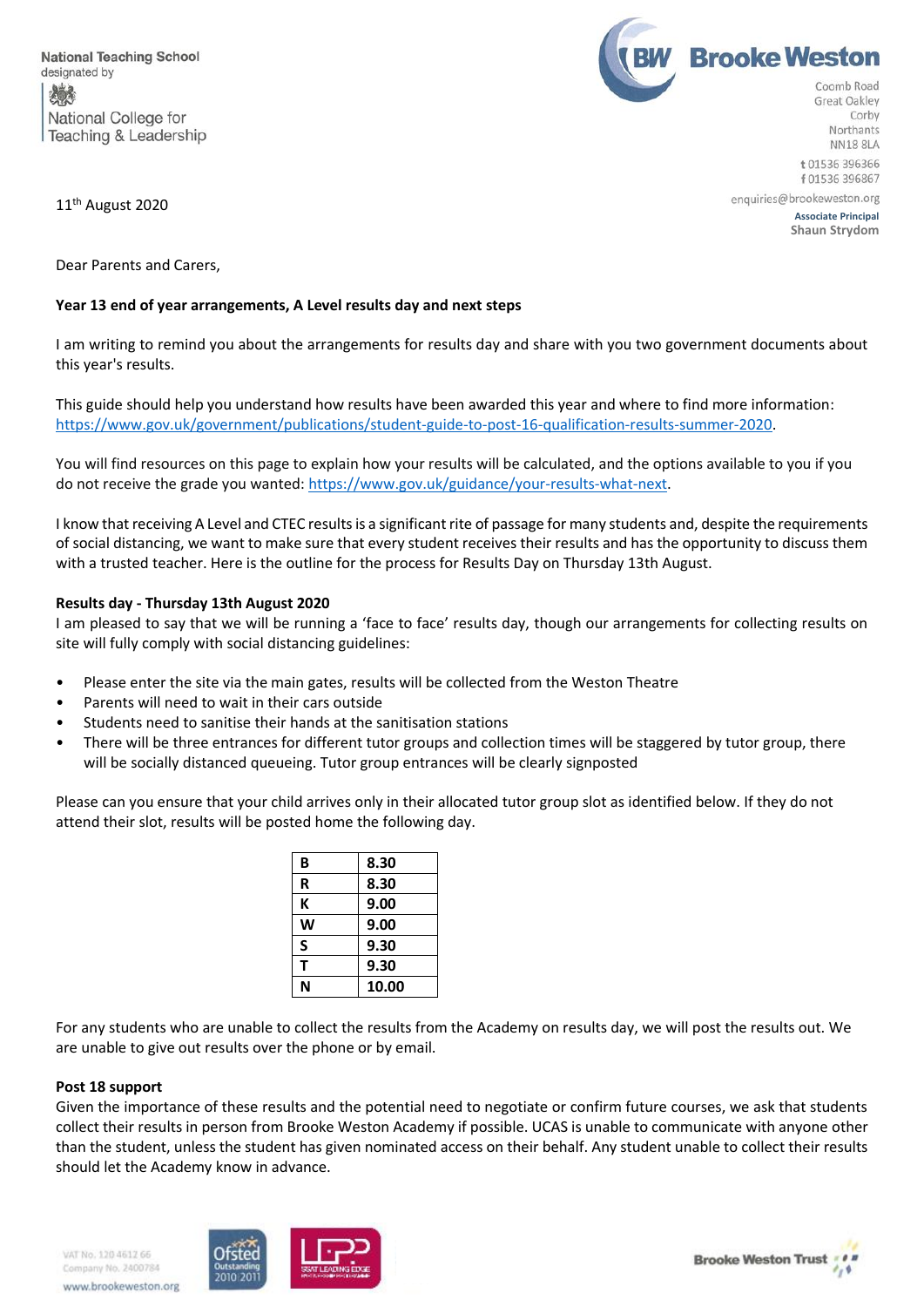National Teaching School
designated by
National College for Teaching & Leadership

**Brooke Weston**
Coomb Road
Great Oakley
Corby
Northants
NN18 8LA

t 01536 396366
f 01536 396867
enquiries@brookeweston.org

**Associate Principal**
**Shaun Strydom**

11th August 2020

Dear Parents and Carers,

**Year 13 end of year arrangements, A Level results day and next steps**

I am writing to remind you about the arrangements for results day and share with you two government documents about this year's results.

This guide should help you understand how results have been awarded this year and where to find more information: https://www.gov.uk/government/publications/student-guide-to-post-16-qualification-results-summer-2020.

You will find resources on this page to explain how your results will be calculated, and the options available to you if you do not receive the grade you wanted: https://www.gov.uk/guidance/your-results-what-next.

I know that receiving A Level and CTEC results is a significant rite of passage for many students and, despite the requirements of social distancing, we want to make sure that every student receives their results and has the opportunity to discuss them with a trusted teacher. Here is the outline for the process for Results Day on Thursday 13th August.

**Results day - Thursday 13th August 2020**

I am pleased to say that we will be running a 'face to face' results day, though our arrangements for collecting results on site will fully comply with social distancing guidelines:

- Please enter the site via the main gates, results will be collected from the Weston Theatre
- Parents will need to wait in their cars outside
- Students need to sanitise their hands at the sanitisation stations
- There will be three entrances for different tutor groups and collection times will be staggered by tutor group, there will be socially distanced queueing. Tutor group entrances will be clearly signposted

Please can you ensure that your child arrives only in their allocated tutor group slot as identified below. If they do not attend their slot, results will be posted home the following day.

| B | 8.30 |
|---|---|
| R | 8.30 |
| K | 9.00 |
| W | 9.00 |
| S | 9.30 |
| T | 9.30 |
| N | 10.00 |

For any students who are unable to collect the results from the Academy on results day, we will post the results out. We are unable to give out results over the phone or by email.

**Post 18 support**

Given the importance of these results and the potential need to negotiate or confirm future courses, we ask that students collect their results in person from Brooke Weston Academy if possible. UCAS is unable to communicate with anyone other than the student, unless the student has given nominated access on their behalf. Any student unable to collect their results should let the Academy know in advance.

VAT No. 120 4612 66
Company No. 2400784
www.brookeweston.org

Brooke Weston Trust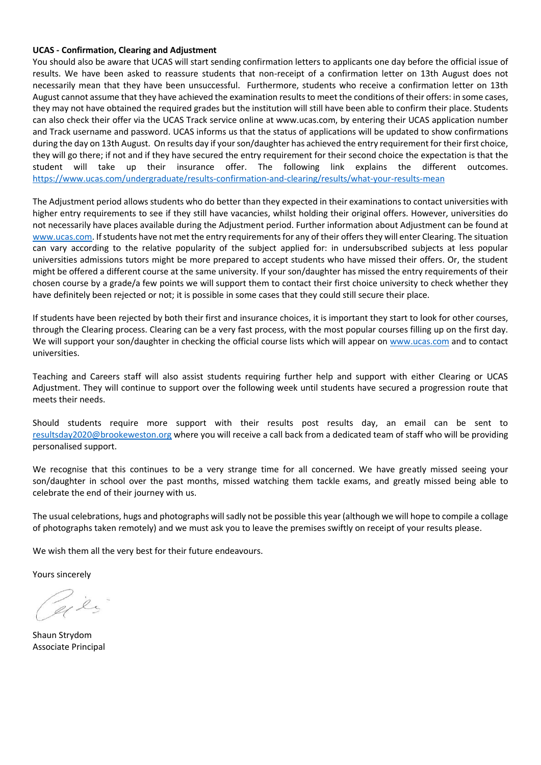**UCAS - Confirmation, Clearing and Adjustment**

You should also be aware that UCAS will start sending confirmation letters to applicants one day before the official issue of results. We have been asked to reassure students that non-receipt of a confirmation letter on 13th August does not necessarily mean that they have been unsuccessful. Furthermore, students who receive a confirmation letter on 13th August cannot assume that they have achieved the examination results to meet the conditions of their offers: in some cases, they may not have obtained the required grades but the institution will still have been able to confirm their place. Students can also check their offer via the UCAS Track service online at www.ucas.com, by entering their UCAS application number and Track username and password. UCAS informs us that the status of applications will be updated to show confirmations during the day on 13th August. On results day if your son/daughter has achieved the entry requirement for their first choice, they will go there; if not and if they have secured the entry requirement for their second choice the expectation is that the student will take up their insurance offer. The following link explains the different outcomes. https://www.ucas.com/undergraduate/results-confirmation-and-clearing/results/what-your-results-mean

The Adjustment period allows students who do better than they expected in their examinations to contact universities with higher entry requirements to see if they still have vacancies, whilst holding their original offers. However, universities do not necessarily have places available during the Adjustment period. Further information about Adjustment can be found at www.ucas.com. If students have not met the entry requirements for any of their offers they will enter Clearing. The situation can vary according to the relative popularity of the subject applied for: in undersubscribed subjects at less popular universities admissions tutors might be more prepared to accept students who have missed their offers. Or, the student might be offered a different course at the same university. If your son/daughter has missed the entry requirements of their chosen course by a grade/a few points we will support them to contact their first choice university to check whether they have definitely been rejected or not; it is possible in some cases that they could still secure their place.

If students have been rejected by both their first and insurance choices, it is important they start to look for other courses, through the Clearing process. Clearing can be a very fast process, with the most popular courses filling up on the first day. We will support your son/daughter in checking the official course lists which will appear on www.ucas.com and to contact universities.

Teaching and Careers staff will also assist students requiring further help and support with either Clearing or UCAS Adjustment. They will continue to support over the following week until students have secured a progression route that meets their needs.

Should students require more support with their results post results day, an email can be sent to resultsday2020@brookeweston.org where you will receive a call back from a dedicated team of staff who will be providing personalised support.

We recognise that this continues to be a very strange time for all concerned. We have greatly missed seeing your son/daughter in school over the past months, missed watching them tackle exams, and greatly missed being able to celebrate the end of their journey with us.

The usual celebrations, hugs and photographs will sadly not be possible this year (although we will hope to compile a collage of photographs taken remotely) and we must ask you to leave the premises swiftly on receipt of your results please.

We wish them all the very best for their future endeavours.

Yours sincerely

Shaun Strydom
Associate Principal